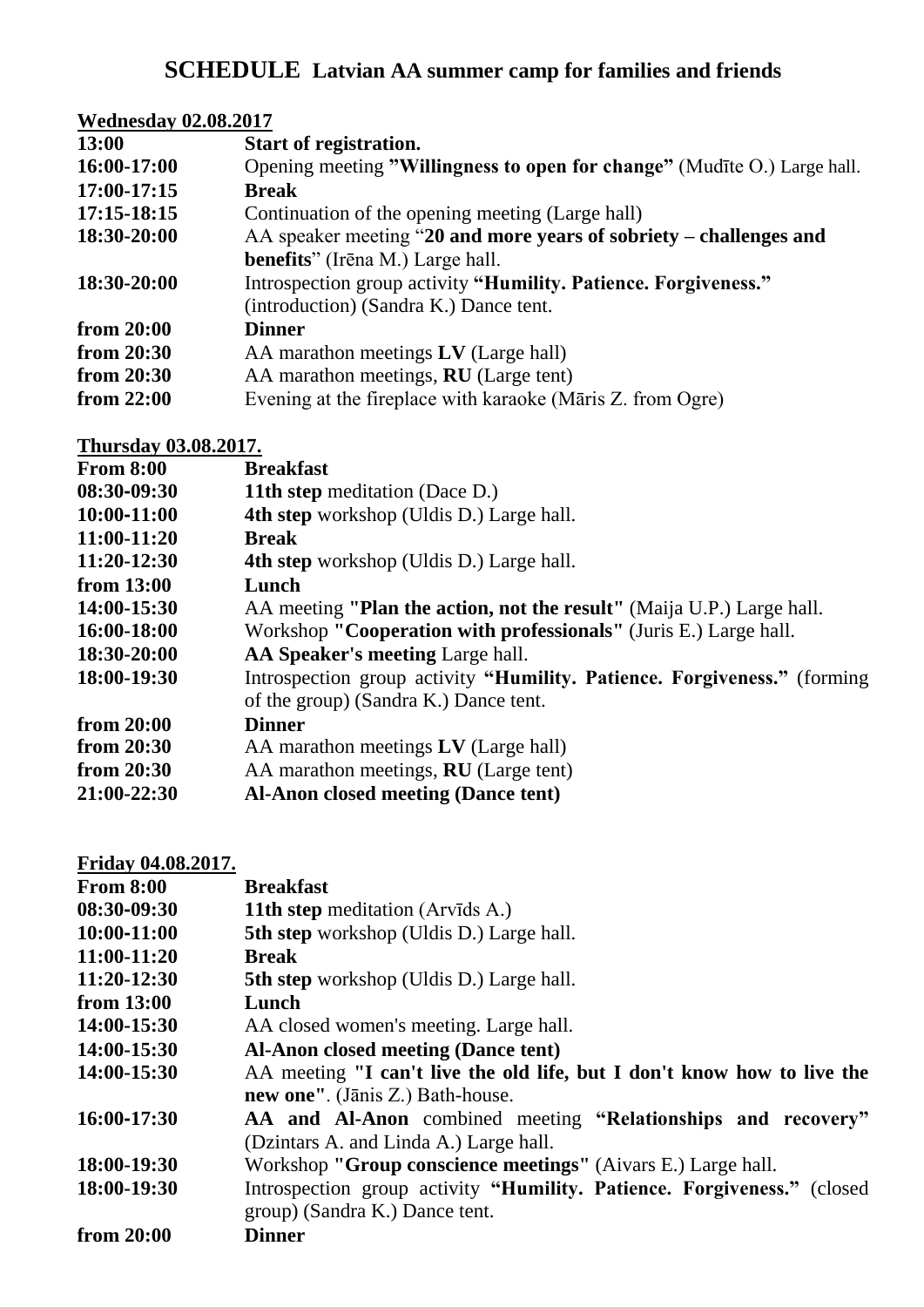# **SCHEDULE** Latvian AA summer camp for families and friends

## Wednesday 02.08.2017

| | |
|---|---|
| **13:00** | **Start of registration.** |
| **16:00-17:00** | Opening meeting **"Willingness to open for change"** (Mudīte O.) Large hall. |
| **17:00-17:15** | **Break** |
| **17:15-18:15** | Continuation of the opening meeting (Large hall) |
| **18:30-20:00** | AA speaker meeting "**20 and more years of sobriety – challenges and benefits**" (Irēna M.) Large hall. |
| **18:30-20:00** | Introspection group activity **"Humility. Patience. Forgiveness."** (introduction) (Sandra K.) Dance tent. |
| **from 20:00** | **Dinner** |
| **from 20:30** | AA marathon meetings **LV** (Large hall) |
| **from 20:30** | AA marathon meetings, **RU** (Large tent) |
| **from 22:00** | Evening at the fireplace with karaoke (Māris Z. from Ogre) |

## Thursday 03.08.2017.

| | |
|---|---|
| **From 8:00** | **Breakfast** |
| **08:30-09:30** | **11th step** meditation (Dace D.) |
| **10:00-11:00** | **4th step** workshop (Uldis D.) Large hall. |
| **11:00-11:20** | **Break** |
| **11:20-12:30** | **4th step** workshop (Uldis D.) Large hall. |
| **from 13:00** | **Lunch** |
| **14:00-15:30** | AA meeting **"Plan the action, not the result"** (Maija U.P.) Large hall. |
| **16:00-18:00** | Workshop **"Cooperation with professionals"** (Juris E.) Large hall. |
| **18:30-20:00** | **AA Speaker's meeting** Large hall. |
| **18:00-19:30** | Introspection group activity **"Humility. Patience. Forgiveness."** (forming of the group) (Sandra K.) Dance tent. |
| **from 20:00** | **Dinner** |
| **from 20:30** | AA marathon meetings **LV** (Large hall) |
| **from 20:30** | AA marathon meetings, **RU** (Large tent) |
| **21:00-22:30** | **Al-Anon closed meeting (Dance tent)** |

## Friday 04.08.2017.

| | |
|---|---|
| **From 8:00** | **Breakfast** |
| **08:30-09:30** | **11th step** meditation (Arvīds A.) |
| **10:00-11:00** | **5th step** workshop (Uldis D.) Large hall. |
| **11:00-11:20** | **Break** |
| **11:20-12:30** | **5th step** workshop (Uldis D.) Large hall. |
| **from 13:00** | **Lunch** |
| **14:00-15:30** | AA closed women's meeting. Large hall. |
| **14:00-15:30** | **Al-Anon closed meeting (Dance tent)** |
| **14:00-15:30** | AA meeting **"I can't live the old life, but I don't know how to live the new one"**. (Jānis Z.) Bath-house. |
| **16:00-17:30** | **AA and Al-Anon** combined meeting **"Relationships and recovery"** (Dzintars A. and Linda A.) Large hall. |
| **18:00-19:30** | Workshop **"Group conscience meetings"** (Aivars E.) Large hall. |
| **18:00-19:30** | Introspection group activity **"Humility. Patience. Forgiveness."** (closed group) (Sandra K.) Dance tent. |
| **from 20:00** | **Dinner** |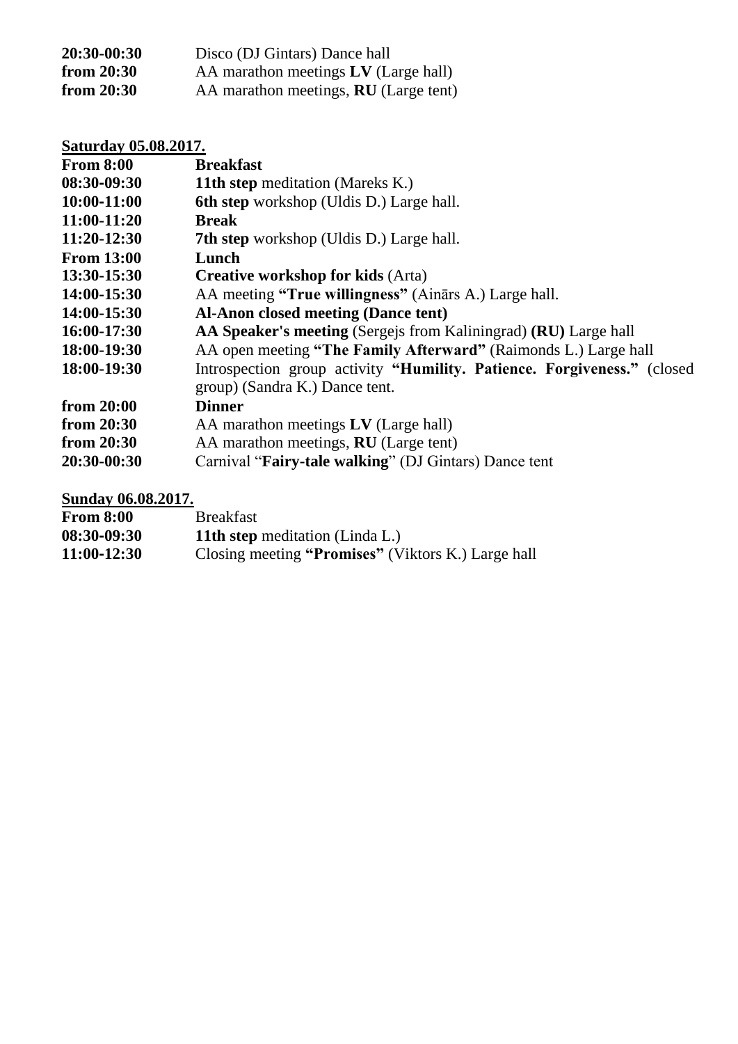| | |
|---|---|
| **20:30-00:30** | Disco (DJ Gintars) Dance hall |
| **from 20:30** | AA marathon meetings **LV** (Large hall) |
| **from 20:30** | AA marathon meetings, **RU** (Large tent) |

**Saturday 05.08.2017.**

| | |
|---|---|
| **From 8:00** | **Breakfast** |
| **08:30-09:30** | **11th step** meditation (Mareks K.) |
| **10:00-11:00** | **6th step** workshop (Uldis D.) Large hall. |
| **11:00-11:20** | **Break** |
| **11:20-12:30** | **7th step** workshop (Uldis D.) Large hall. |
| **From 13:00** | **Lunch** |
| **13:30-15:30** | **Creative workshop for kids** (Arta) |
| **14:00-15:30** | AA meeting **"True willingness"** (Ainārs A.) Large hall. |
| **14:00-15:30** | **Al-Anon closed meeting (Dance tent)** |
| **16:00-17:30** | **AA Speaker's meeting** (Sergejs from Kaliningrad) **(RU)** Large hall |
| **18:00-19:30** | AA open meeting **"The Family Afterward"** (Raimonds L.) Large hall |
| **18:00-19:30** | Introspection group activity **"Humility. Patience. Forgiveness."** (closed group) (Sandra K.) Dance tent. |
| **from 20:00** | **Dinner** |
| **from 20:30** | AA marathon meetings **LV** (Large hall) |
| **from 20:30** | AA marathon meetings, **RU** (Large tent) |
| **20:30-00:30** | Carnival "**Fairy-tale walking**" (DJ Gintars) Dance tent |

**Sunday 06.08.2017.**

| | |
|---|---|
| **From 8:00** | Breakfast |
| **08:30-09:30** | **11th step** meditation (Linda L.) |
| **11:00-12:30** | Closing meeting **"Promises"** (Viktors K.) Large hall |